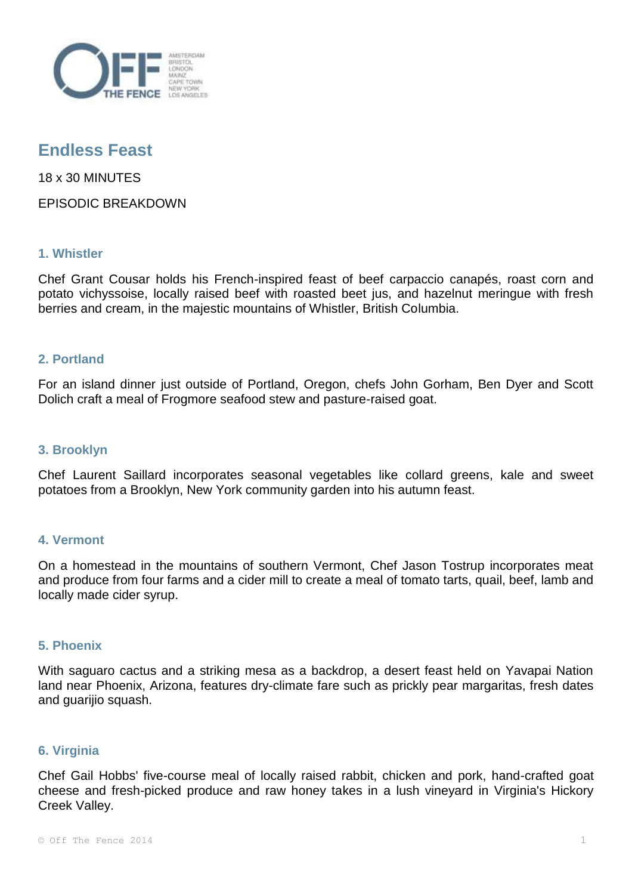# Endless Feast

18 x 30 MINUTES

EPISODIC BREAKDOWN

### 1. Whistler

Chef Grant Cousar holds his French-inspired feast of beef carpaccio canapés, roast corn and potato vichyssoise, locally raised beef with roasted beet jus, and hazelnut meringue with fresh berries and cream, in the majestic mountains of Whistler, British Columbia.

### 2. Portland

For an island dinner just outside of Portland, Oregon, chefs John Gorham, Ben Dyer and Scott Dolich craft a meal of Frogmore seafood stew and pasture-raised goat.

### 3. Brooklyn

Chef Laurent Saillard incorporates seasonal vegetables like collard greens, kale and sweet potatoes from a Brooklyn, New York community garden into his autumn feast.

### 4. Vermont

On a homestead in the mountains of southern Vermont, Chef Jason Tostrup incorporates meat and produce from four farms and a cider mill to create a meal of tomato tarts, quail, beef, lamb and locally made cider syrup.

### 5. Phoenix

With saguaro cactus and a striking mesa as a backdrop, a desert feast held on Yavapai Nation land near Phoenix, Arizona, features dry-climate fare such as prickly pear margaritas, fresh dates and guarijio squash.

### 6. Virginia

Chef Gail Hobbs' five-course meal of locally raised rabbit, chicken and pork, hand-crafted goat cheese and fresh-picked produce and raw honey takes in a lush vineyard in Virginia's Hickory Creek Valley.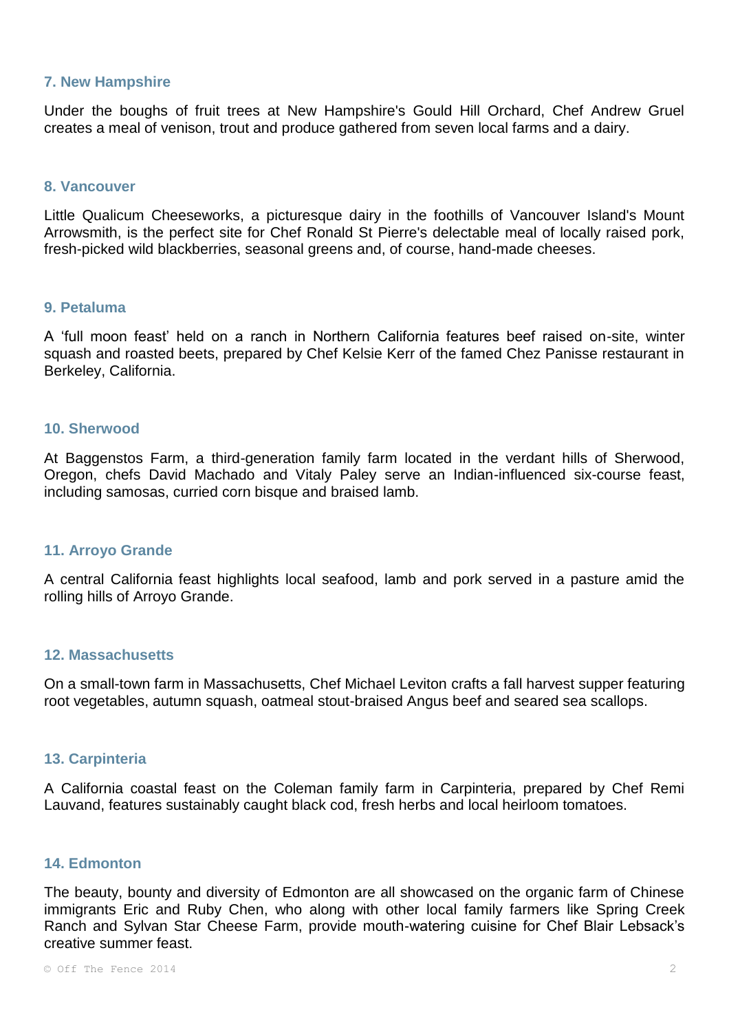### 7. New Hampshire

Under the boughs of fruit trees at New Hampshire's Gould Hill Orchard, Chef Andrew Gruel creates a meal of venison, trout and produce gathered from seven local farms and a dairy.

### 8. Vancouver

Little Qualicum Cheeseworks, a picturesque dairy in the foothills of Vancouver Island's Mount Arrowsmith, is the perfect site for Chef Ronald St Pierre's delectable meal of locally raised pork, fresh-picked wild blackberries, seasonal greens and, of course, hand-made cheeses.

### 9. Petaluma

A 'full moon feast' held on a ranch in Northern California features beef raised on-site, winter squash and roasted beets, prepared by Chef Kelsie Kerr of the famed Chez Panisse restaurant in Berkeley, California.

### 10. Sherwood

At Baggenstos Farm, a third-generation family farm located in the verdant hills of Sherwood, Oregon, chefs David Machado and Vitaly Paley serve an Indian-influenced six-course feast, including samosas, curried corn bisque and braised lamb.

### 11. Arroyo Grande

A central California feast highlights local seafood, lamb and pork served in a pasture amid the rolling hills of Arroyo Grande.

### 12. Massachusetts

On a small-town farm in Massachusetts, Chef Michael Leviton crafts a fall harvest supper featuring root vegetables, autumn squash, oatmeal stout-braised Angus beef and seared sea scallops.

### 13. Carpinteria

A California coastal feast on the Coleman family farm in Carpinteria, prepared by Chef Remi Lauvand, features sustainably caught black cod, fresh herbs and local heirloom tomatoes.

### 14. Edmonton

The beauty, bounty and diversity of Edmonton are all showcased on the organic farm of Chinese immigrants Eric and Ruby Chen, who along with other local family farmers like Spring Creek Ranch and Sylvan Star Cheese Farm, provide mouth-watering cuisine for Chef Blair Lebsack's creative summer feast.

© Off The Fence 2014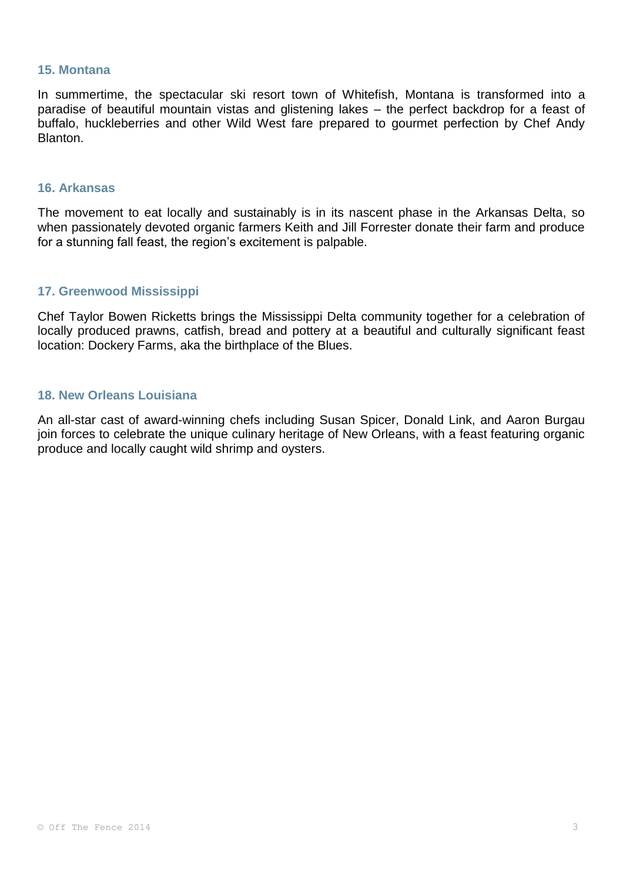### 15. Montana

In summertime, the spectacular ski resort town of Whitefish, Montana is transformed into a paradise of beautiful mountain vistas and glistening lakes – the perfect backdrop for a feast of buffalo, huckleberries and other Wild West fare prepared to gourmet perfection by Chef Andy Blanton.

### 16. Arkansas

The movement to eat locally and sustainably is in its nascent phase in the Arkansas Delta, so when passionately devoted organic farmers Keith and Jill Forrester donate their farm and produce for a stunning fall feast, the region's excitement is palpable.

### 17. Greenwood Mississippi

Chef Taylor Bowen Ricketts brings the Mississippi Delta community together for a celebration of locally produced prawns, catfish, bread and pottery at a beautiful and culturally significant feast location: Dockery Farms, aka the birthplace of the Blues.

### 18. New Orleans Louisiana

An all-star cast of award-winning chefs including Susan Spicer, Donald Link, and Aaron Burgau join forces to celebrate the unique culinary heritage of New Orleans, with a feast featuring organic produce and locally caught wild shrimp and oysters.

© Off The Fence 2014